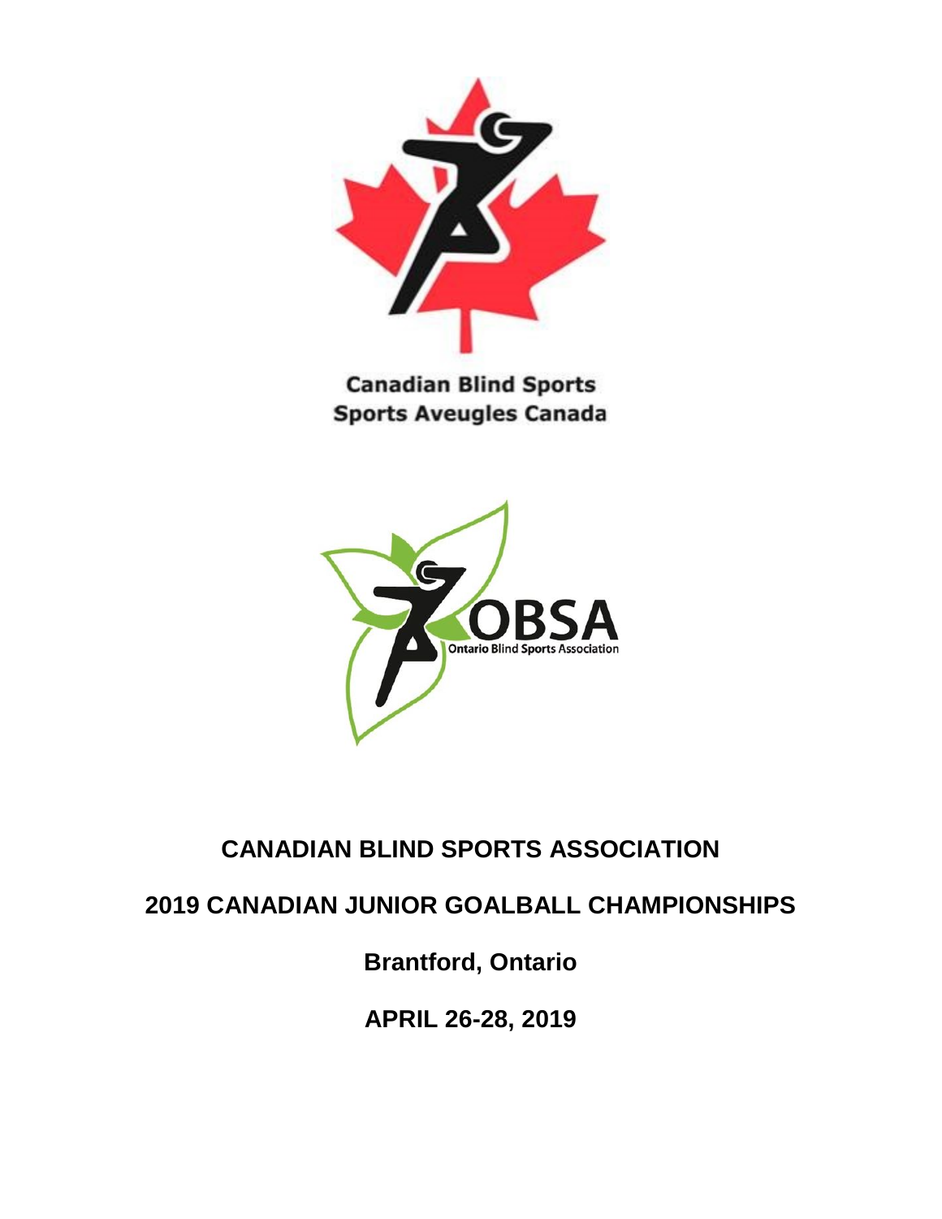Canadian Blind Sports
Sports Aveugles Canada

OBSA
Ontario Blind Sports Association

# CANADIAN BLIND SPORTS ASSOCIATION

## 2019 CANADIAN JUNIOR GOALBALL CHAMPIONSHIPS

**Brantford, Ontario**

**APRIL 26-28, 2019**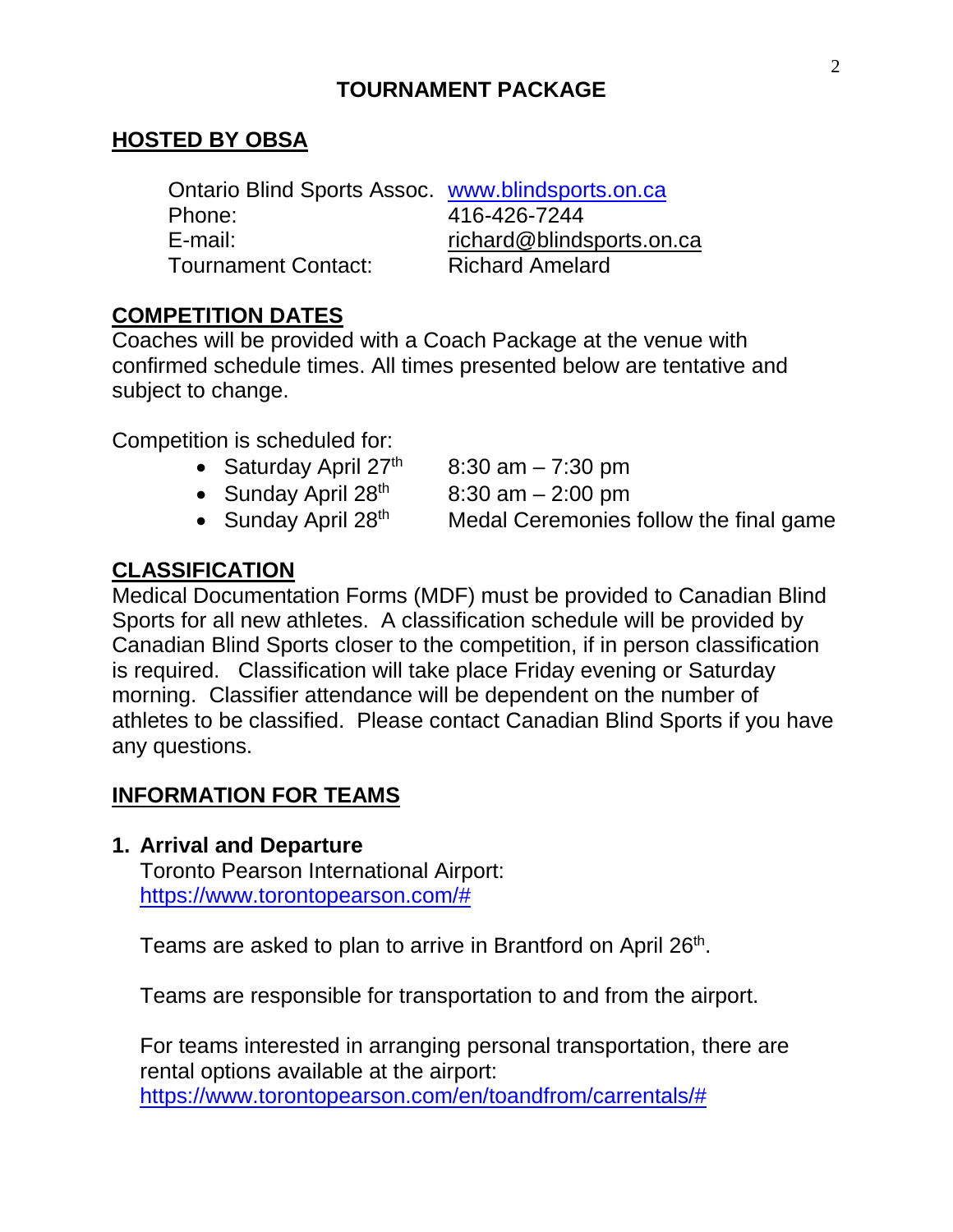# TOURNAMENT PACKAGE

## HOSTED BY OBSA

| | |
|---|---|
| Ontario Blind Sports Assoc. | www.blindsports.on.ca |
| Phone: | 416-426-7244 |
| E-mail: | richard@blindsports.on.ca |
| Tournament Contact: | Richard Amelard |

## COMPETITION DATES

Coaches will be provided with a Coach Package at the venue with confirmed schedule times. All times presented below are tentative and subject to change.

Competition is scheduled for:

- Saturday April 27th — 8:30 am – 7:30 pm
- Sunday April 28th — 8:30 am – 2:00 pm
- Sunday April 28th — Medal Ceremonies follow the final game

## CLASSIFICATION

Medical Documentation Forms (MDF) must be provided to Canadian Blind Sports for all new athletes. A classification schedule will be provided by Canadian Blind Sports closer to the competition, if in person classification is required. Classification will take place Friday evening or Saturday morning. Classifier attendance will be dependent on the number of athletes to be classified. Please contact Canadian Blind Sports if you have any questions.

## INFORMATION FOR TEAMS

### 1. Arrival and Departure

Toronto Pearson International Airport:
https://www.torontopearson.com/#

Teams are asked to plan to arrive in Brantford on April 26th.

Teams are responsible for transportation to and from the airport.

For teams interested in arranging personal transportation, there are rental options available at the airport:
https://www.torontopearson.com/en/toandfrom/carrentals/#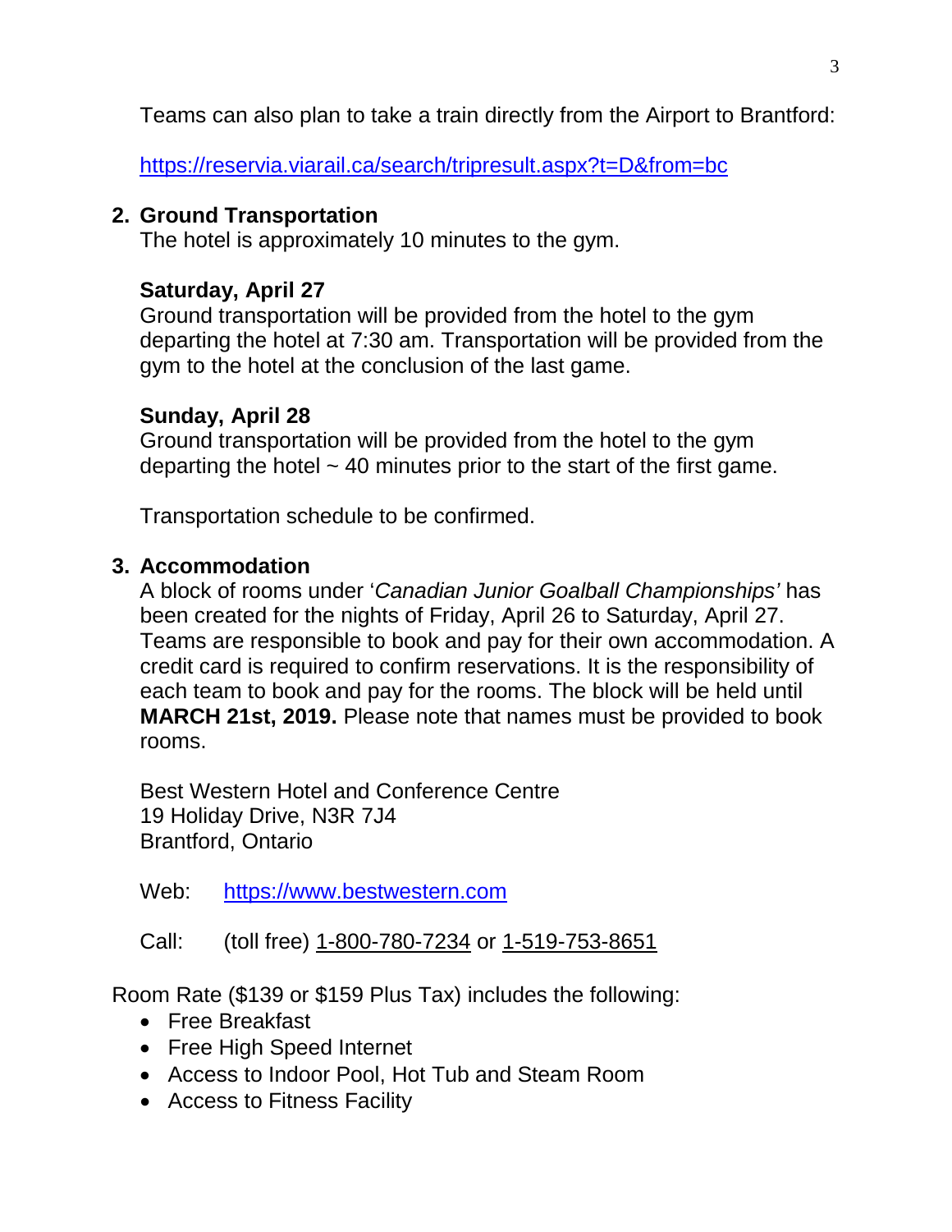Teams can also plan to take a train directly from the Airport to Brantford:

[https://reservia.viarail.ca/search/tripresult.aspx?t=D&from=bc](https://reservia.viarail.ca/search/tripresult.aspx?t=D&from=bc)

2. **Ground Transportation**

The hotel is approximately 10 minutes to the gym.

**Saturday, April 27**

Ground transportation will be provided from the hotel to the gym departing the hotel at 7:30 am. Transportation will be provided from the gym to the hotel at the conclusion of the last game.

**Sunday, April 28**

Ground transportation will be provided from the hotel to the gym departing the hotel ~ 40 minutes prior to the start of the first game.

Transportation schedule to be confirmed.

3. **Accommodation**

A block of rooms under '*Canadian Junior Goalball Championships'* has been created for the nights of Friday, April 26 to Saturday, April 27. Teams are responsible to book and pay for their own accommodation. A credit card is required to confirm reservations. It is the responsibility of each team to book and pay for the rooms. The block will be held until **MARCH 21st, 2019.** Please note that names must be provided to book rooms.

Best Western Hotel and Conference Centre
19 Holiday Drive, N3R 7J4
Brantford, Ontario

Web: [https://www.bestwestern.com](https://www.bestwestern.com)

Call: (toll free) 1-800-780-7234 or 1-519-753-8651

Room Rate ($139 or $159 Plus Tax) includes the following:

- Free Breakfast
- Free High Speed Internet
- Access to Indoor Pool, Hot Tub and Steam Room
- Access to Fitness Facility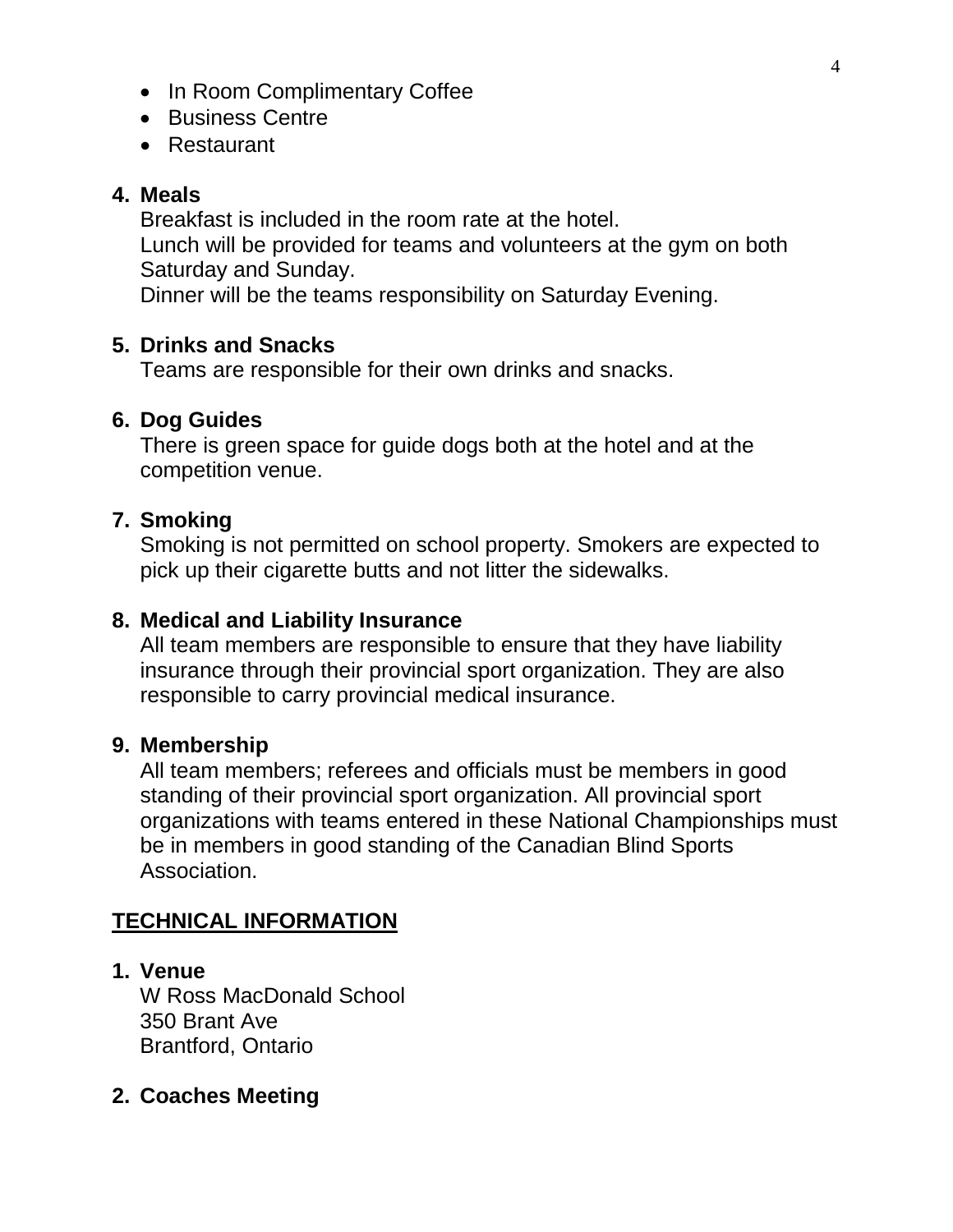- In Room Complimentary Coffee
- Business Centre
- Restaurant

**4. Meals**

Breakfast is included in the room rate at the hotel.
Lunch will be provided for teams and volunteers at the gym on both Saturday and Sunday.
Dinner will be the teams responsibility on Saturday Evening.

**5. Drinks and Snacks**

Teams are responsible for their own drinks and snacks.

**6. Dog Guides**

There is green space for guide dogs both at the hotel and at the competition venue.

**7. Smoking**

Smoking is not permitted on school property. Smokers are expected to pick up their cigarette butts and not litter the sidewalks.

**8. Medical and Liability Insurance**

All team members are responsible to ensure that they have liability insurance through their provincial sport organization. They are also responsible to carry provincial medical insurance.

**9. Membership**

All team members; referees and officials must be members in good standing of their provincial sport organization. All provincial sport organizations with teams entered in these National Championships must be in members in good standing of the Canadian Blind Sports Association.

## <u>TECHNICAL INFORMATION</u>

**1. Venue**

W Ross MacDonald School
350 Brant Ave
Brantford, Ontario

**2. Coaches Meeting**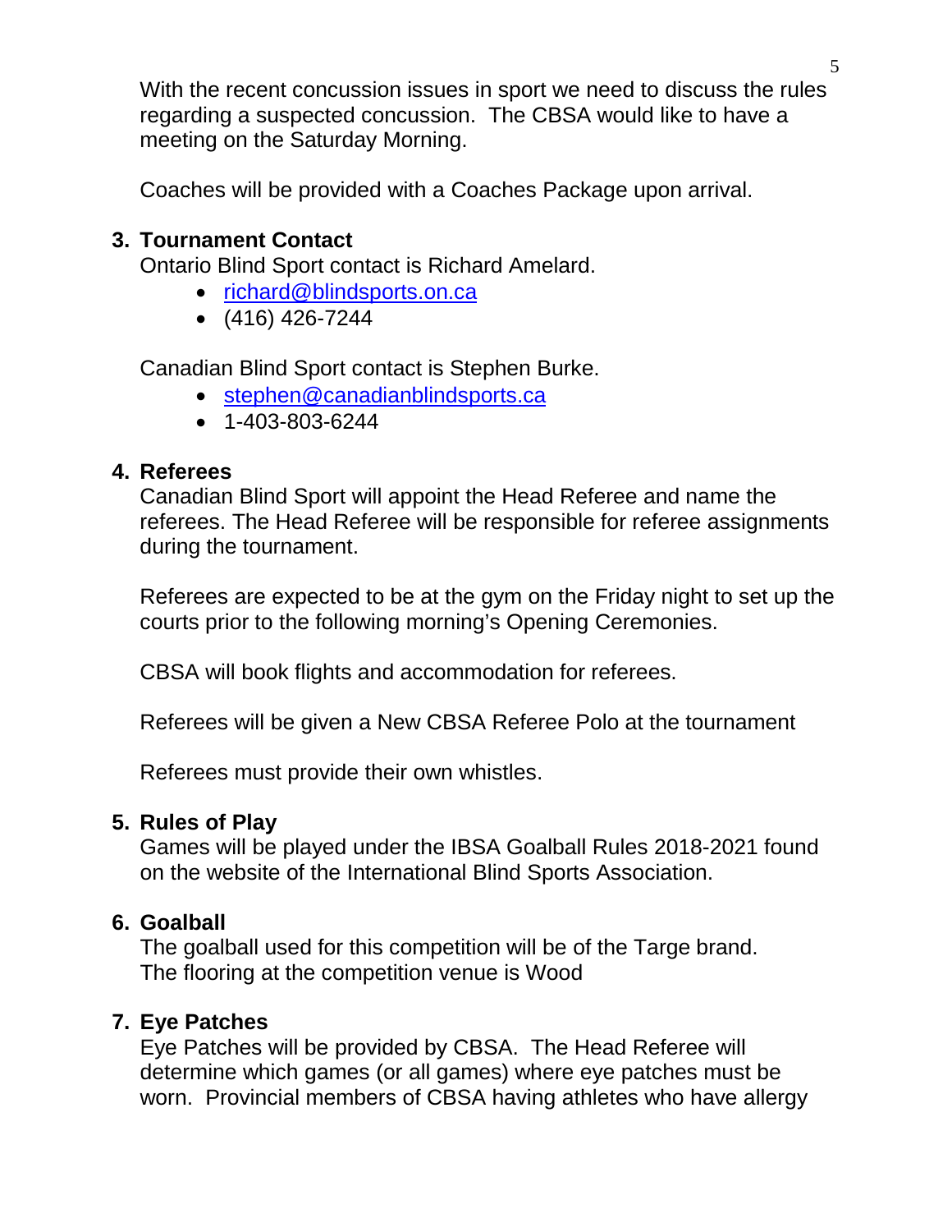With the recent concussion issues in sport we need to discuss the rules regarding a suspected concussion. The CBSA would like to have a meeting on the Saturday Morning.

Coaches will be provided with a Coaches Package upon arrival.

3. **Tournament Contact**

Ontario Blind Sport contact is Richard Amelard.

- richard@blindsports.on.ca
- (416) 426-7244

Canadian Blind Sport contact is Stephen Burke.

- stephen@canadianblindsports.ca
- 1-403-803-6244

4. **Referees**

Canadian Blind Sport will appoint the Head Referee and name the referees. The Head Referee will be responsible for referee assignments during the tournament.

Referees are expected to be at the gym on the Friday night to set up the courts prior to the following morning's Opening Ceremonies.

CBSA will book flights and accommodation for referees.

Referees will be given a New CBSA Referee Polo at the tournament

Referees must provide their own whistles.

5. **Rules of Play**

Games will be played under the IBSA Goalball Rules 2018-2021 found on the website of the International Blind Sports Association.

6. **Goalball**

The goalball used for this competition will be of the Targe brand. The flooring at the competition venue is Wood

7. **Eye Patches**

Eye Patches will be provided by CBSA. The Head Referee will determine which games (or all games) where eye patches must be worn. Provincial members of CBSA having athletes who have allergy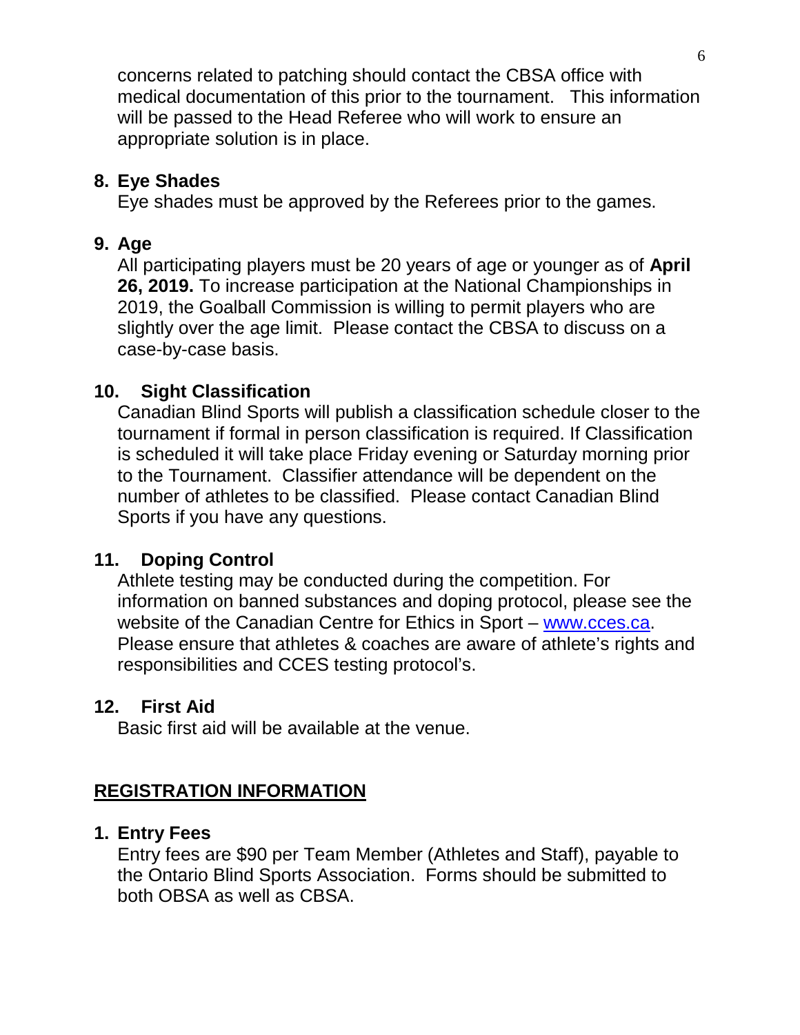concerns related to patching should contact the CBSA office with medical documentation of this prior to the tournament. This information will be passed to the Head Referee who will work to ensure an appropriate solution is in place.

**8. Eye Shades**

Eye shades must be approved by the Referees prior to the games.

**9. Age**

All participating players must be 20 years of age or younger as of **April 26, 2019.** To increase participation at the National Championships in 2019, the Goalball Commission is willing to permit players who are slightly over the age limit. Please contact the CBSA to discuss on a case-by-case basis.

**10. Sight Classification**

Canadian Blind Sports will publish a classification schedule closer to the tournament if formal in person classification is required. If Classification is scheduled it will take place Friday evening or Saturday morning prior to the Tournament. Classifier attendance will be dependent on the number of athletes to be classified. Please contact Canadian Blind Sports if you have any questions.

**11. Doping Control**

Athlete testing may be conducted during the competition. For information on banned substances and doping protocol, please see the website of the Canadian Centre for Ethics in Sport – [www.cces.ca](http://www.cces.ca). Please ensure that athletes & coaches are aware of athlete's rights and responsibilities and CCES testing protocol's.

**12. First Aid**

Basic first aid will be available at the venue.

## REGISTRATION INFORMATION

**1. Entry Fees**

Entry fees are $90 per Team Member (Athletes and Staff), payable to the Ontario Blind Sports Association. Forms should be submitted to both OBSA as well as CBSA.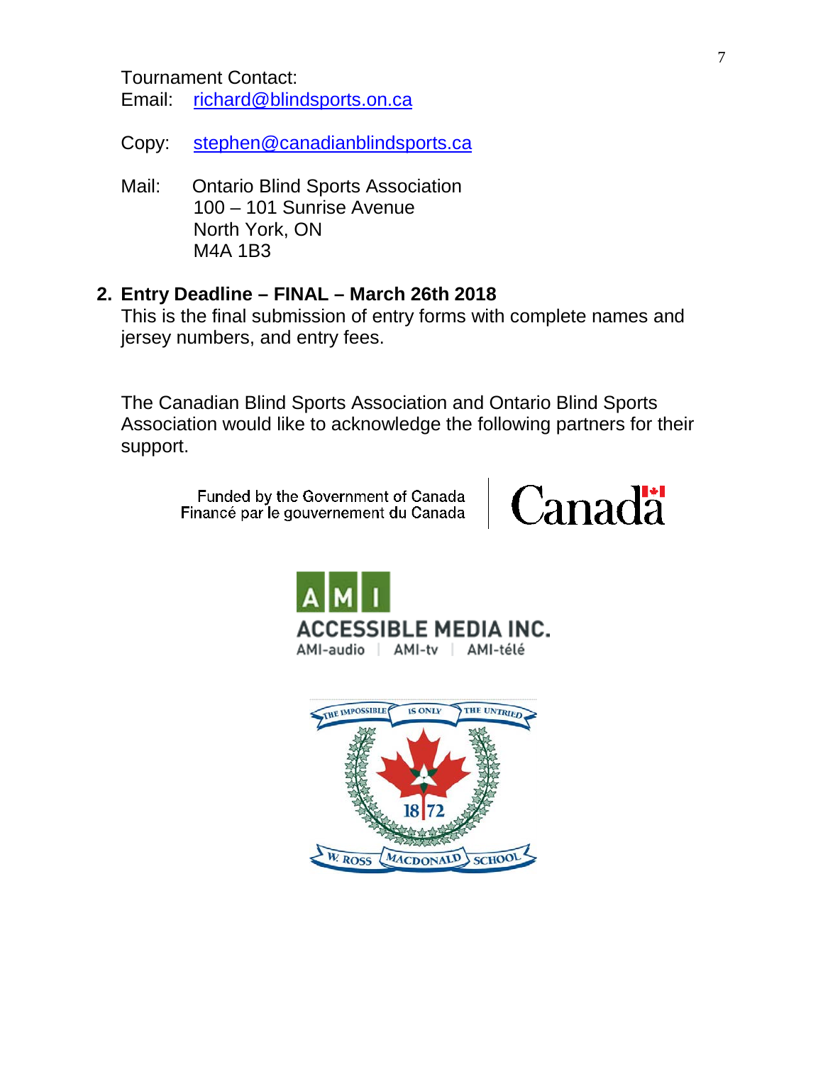Tournament Contact:
Email: richard@blindsports.on.ca

Copy: stephen@canadianblindsports.ca

Mail: Ontario Blind Sports Association
100 – 101 Sunrise Avenue
North York, ON
M4A 1B3

**2. Entry Deadline – FINAL – March 26th 2018**

This is the final submission of entry forms with complete names and jersey numbers, and entry fees.

The Canadian Blind Sports Association and Ontario Blind Sports Association would like to acknowledge the following partners for their support.

Funded by the Government of Canada
Financé par le gouvernement du Canada

Canada

AMI
ACCESSIBLE MEDIA INC.
AMI-audio | AMI-tv | AMI-télé

THE IMPOSSIBLE IS ONLY THE UNTRIED
1872
W. ROSS MACDONALD SCHOOL